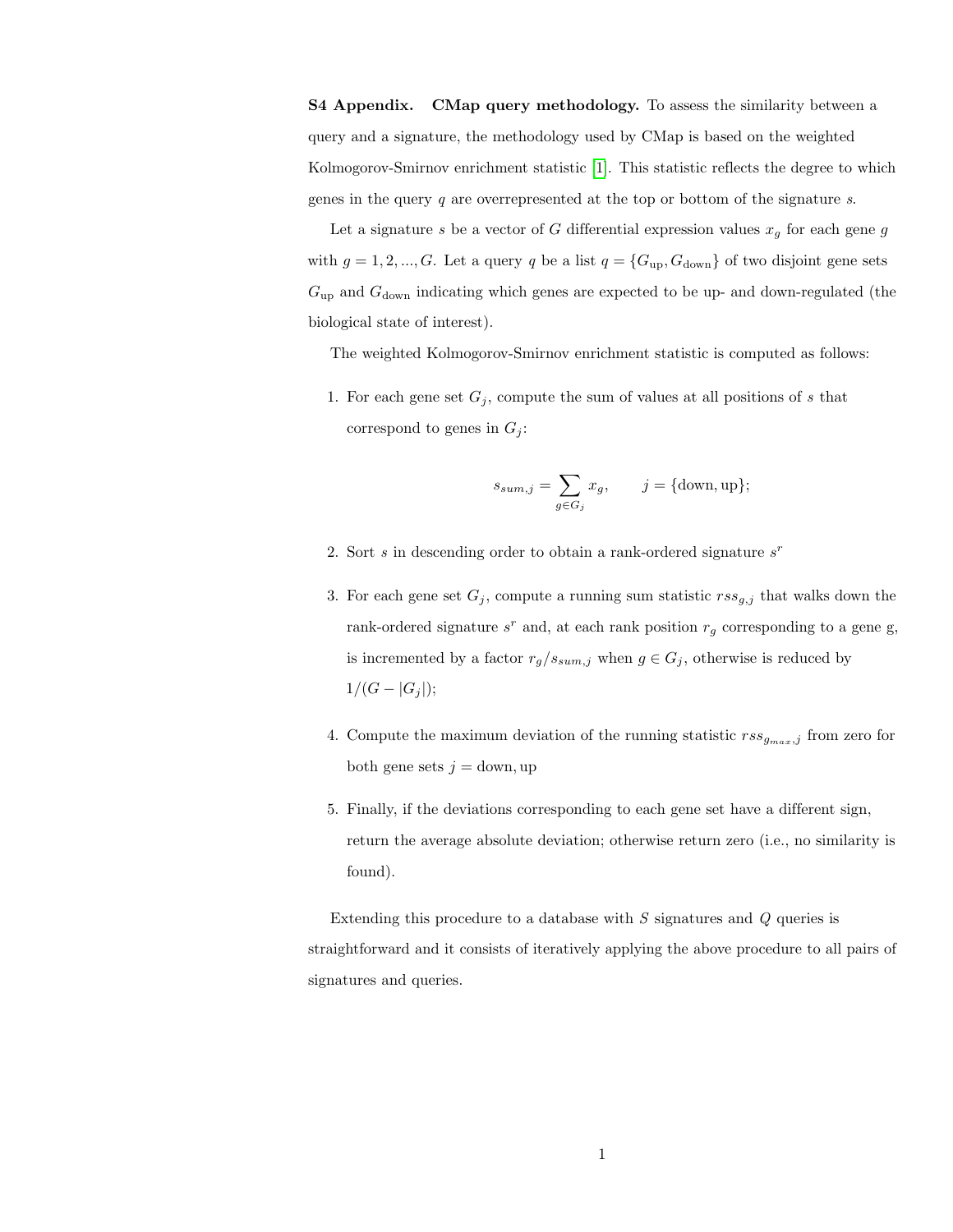**S4 Appendix. CMap query methodology.** To assess the similarity between a query and a signature, the methodology used by CMap is based on the weighted Kolmogorov-Smirnov enrichment statistic [1]. This statistic reflects the degree to which genes in the query $q$ are overrepresented at the top or bottom of the signature $s$.

Let a signature $s$ be a vector of $G$ differential expression values $x_g$ for each gene $g$ with $g = 1, 2, ..., G$. Let a query $q$ be a list $q = \{G_{\text{up}}, G_{\text{down}}\}$ of two disjoint gene sets $G_{\text{up}}$ and $G_{\text{down}}$ indicating which genes are expected to be up- and down-regulated (the biological state of interest).

The weighted Kolmogorov-Smirnov enrichment statistic is computed as follows:

1. For each gene set $G_j$, compute the sum of values at all positions of $s$ that correspond to genes in $G_j$:

$$s_{sum,j} = \sum_{g \in G_j} x_g, \qquad j = \{\text{down}, \text{up}\};$$

2. Sort $s$ in descending order to obtain a rank-ordered signature $s^r$

3. For each gene set $G_j$, compute a running sum statistic $rss_{g,j}$ that walks down the rank-ordered signature $s^r$ and, at each rank position $r_g$ corresponding to a gene g, is incremented by a factor $r_g/s_{sum,j}$ when $g \in G_j$, otherwise is reduced by $1/(G - |G_j|)$;

4. Compute the maximum deviation of the running statistic $rss_{g_{max},j}$ from zero for both gene sets $j = \text{down}, \text{up}$

5. Finally, if the deviations corresponding to each gene set have a different sign, return the average absolute deviation; otherwise return zero (i.e., no similarity is found).

Extending this procedure to a database with $S$ signatures and $Q$ queries is straightforward and it consists of iteratively applying the above procedure to all pairs of signatures and queries.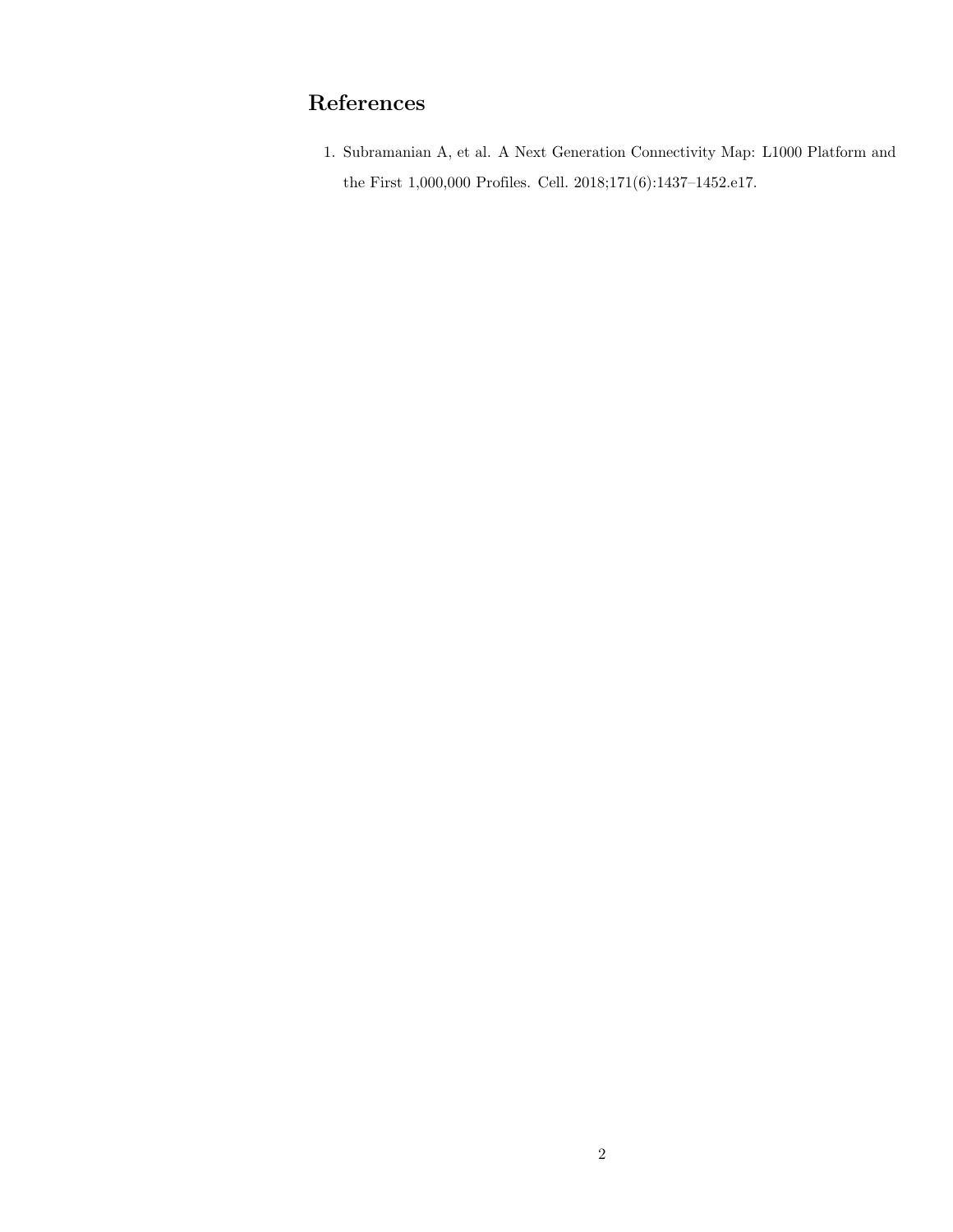## References

1. Subramanian A, et al. A Next Generation Connectivity Map: L1000 Platform and the First 1,000,000 Profiles. Cell. 2018;171(6):1437–1452.e17.